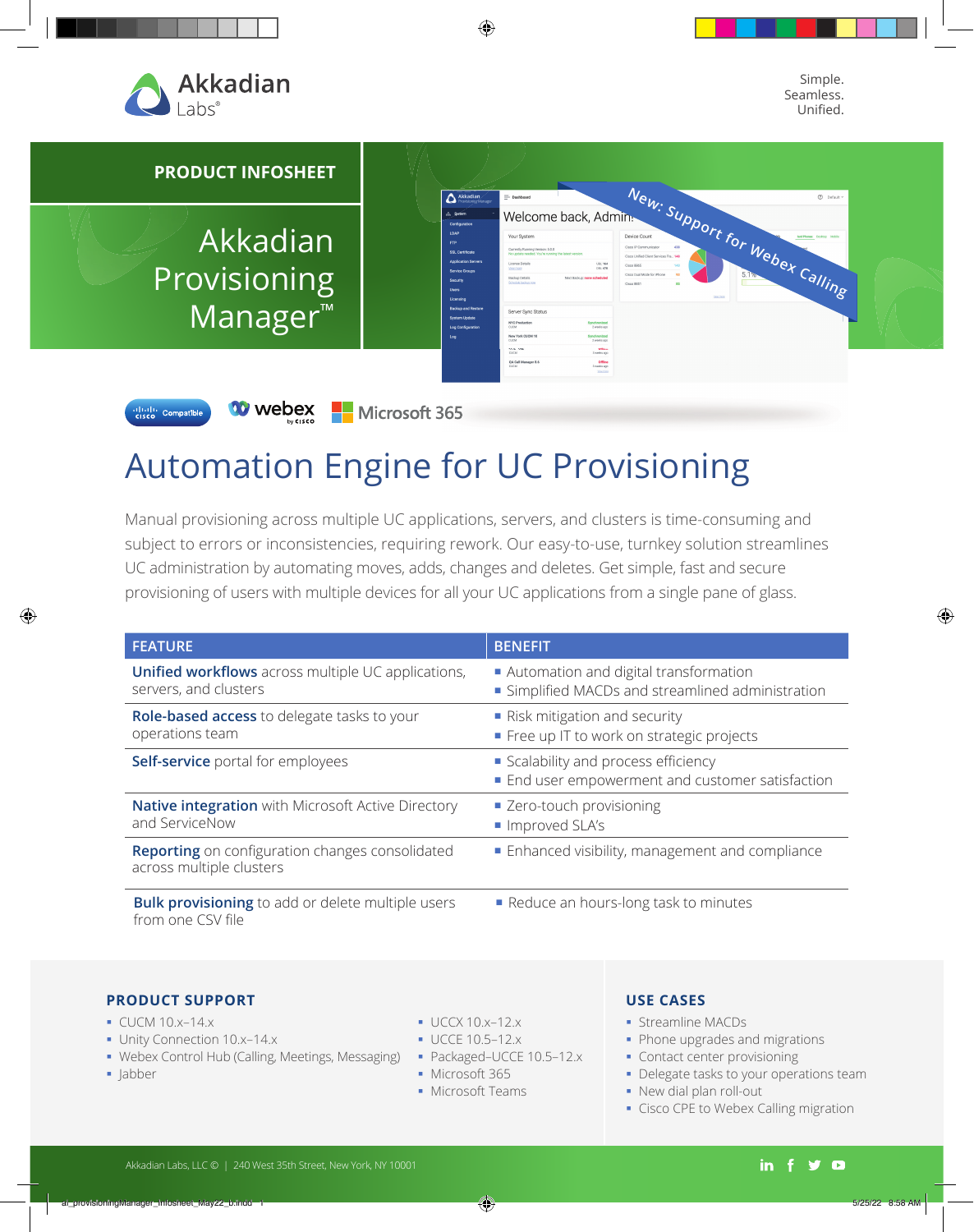Akkadian Labs®

Simple.
Seamless.
Unified.

PRODUCT INFOSHEET

# Akkadian Provisioning Manager™

New: Support for Webex Calling

## Automation Engine for UC Provisioning

Manual provisioning across multiple UC applications, servers, and clusters is time-consuming and subject to errors or inconsistencies, requiring rework. Our easy-to-use, turnkey solution streamlines UC administration by automating moves, adds, changes and deletes. Get simple, fast and secure provisioning of users with multiple devices for all your UC applications from a single pane of glass.

| FEATURE | BENEFIT |
|---|---|
| **Unified workflows** across multiple UC applications, servers, and clusters | ▪ Automation and digital transformation<br>▪ Simplified MACDs and streamlined administration |
| **Role-based access** to delegate tasks to your operations team | ▪ Risk mitigation and security<br>▪ Free up IT to work on strategic projects |
| **Self-service** portal for employees | ▪ Scalability and process efficiency<br>▪ End user empowerment and customer satisfaction |
| **Native integration** with Microsoft Active Directory and ServiceNow | ▪ Zero-touch provisioning<br>▪ Improved SLA's |
| **Reporting** on configuration changes consolidated across multiple clusters | ▪ Enhanced visibility, management and compliance |
| **Bulk provisioning** to add or delete multiple users from one CSV file | ▪ Reduce an hours-long task to minutes |

### PRODUCT SUPPORT

- CUCM 10.x–14.x
- Unity Connection 10.x–14.x
- Webex Control Hub (Calling, Meetings, Messaging)
- Jabber
- UCCX 10.x–12.x
- UCCE 10.5–12.x
- Packaged-UCCE 10.5–12.x
- Microsoft 365
- Microsoft Teams

### USE CASES

- Streamline MACDs
- Phone upgrades and migrations
- Contact center provisioning
- Delegate tasks to your operations team
- New dial plan roll-out
- Cisco CPE to Webex Calling migration

Akkadian Labs, LLC © | 240 West 35th Street, New York, NY 10001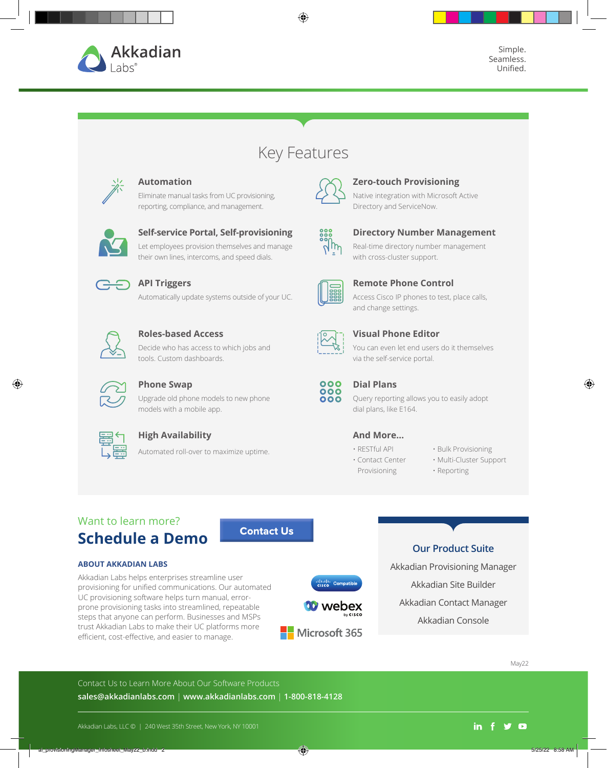Akkadian Labs®

Simple.
Seamless.
Unified.

## Key Features

### Automation
Eliminate manual tasks from UC provisioning, reporting, compliance, and management.

### Zero-touch Provisioning
Native integration with Microsoft Active Directory and ServiceNow.

### Self-service Portal, Self-provisioning
Let employees provision themselves and manage their own lines, intercoms, and speed dials.

### Directory Number Management
Real-time directory number management with cross-cluster support.

### API Triggers
Automatically update systems outside of your UC.

### Remote Phone Control
Access Cisco IP phones to test, place calls, and change settings.

### Roles-based Access
Decide who has access to which jobs and tools. Custom dashboards.

### Visual Phone Editor
You can even let end users do it themselves via the self-service portal.

### Phone Swap
Upgrade old phone models to new phone models with a mobile app.

### Dial Plans
Query reporting allows you to easily adopt dial plans, like E164.

### High Availability
Automated roll-over to maximize uptime.

### And More...
- RESTful API
- Contact Center Provisioning
- Bulk Provisioning
- Multi-Cluster Support
- Reporting

Want to learn more?

## Schedule a Demo

**Contact Us**

### ABOUT AKKADIAN LABS

Akkadian Labs helps enterprises streamline user provisioning for unified communications. Our automated UC provisioning software helps turn manual, error-prone provisioning tasks into streamlined, repeatable steps that anyone can perform. Businesses and MSPs trust Akkadian Labs to make their UC platforms more efficient, cost-effective, and easier to manage.

Cisco Compatible

webex by cisco

Microsoft 365

### Our Product Suite

Akkadian Provisioning Manager

Akkadian Site Builder

Akkadian Contact Manager

Akkadian Console

May22

Contact Us to Learn More About Our Software Products

**sales@akkadianlabs.com** | **www.akkadianlabs.com** | **1-800-818-4128**

Akkadian Labs, LLC © | 240 West 35th Street, New York, NY 10001